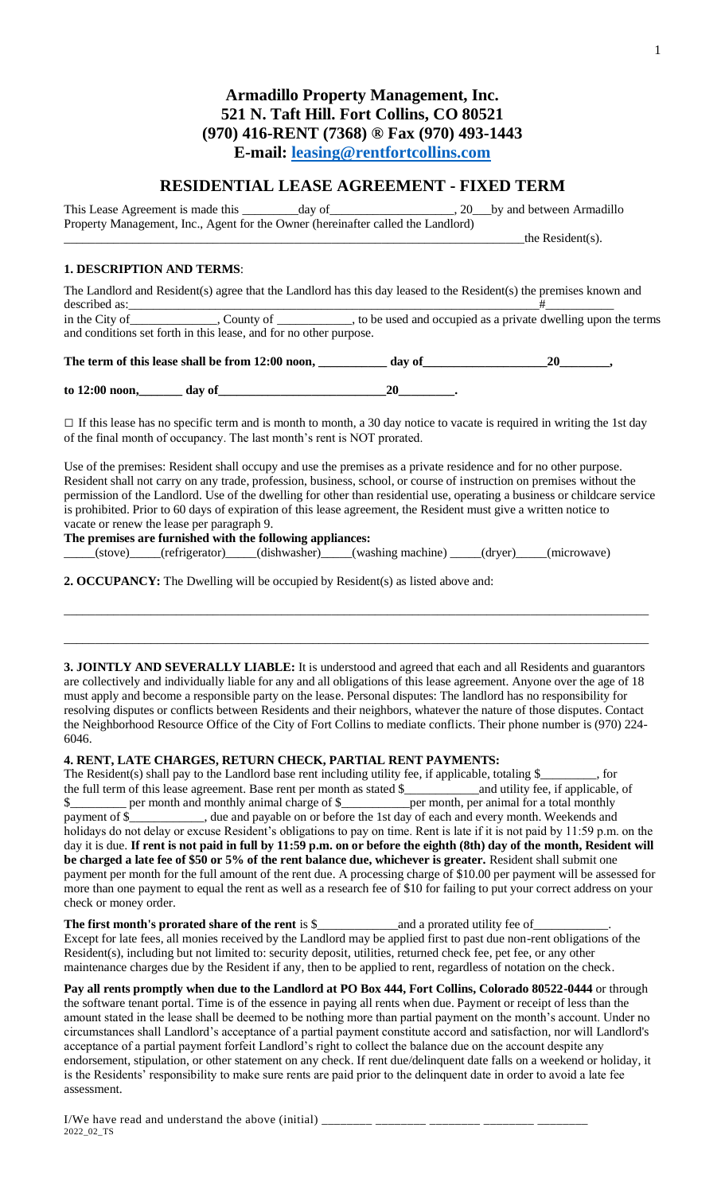# Armadillo Property Management, Inc.
# 521 N. Taft Hill. Fort Collins, CO 80521
# (970) 416-RENT (7368) ® Fax (970) 493-1443
# E-mail: leasing@rentfortcollins.com

## RESIDENTIAL LEASE AGREEMENT - FIXED TERM

This Lease Agreement is made this _________day of___________________, 20___by and between Armadillo Property Management, Inc., Agent for the Owner (hereinafter called the Landlord)
_________________________________________________________________________the Resident(s).

### 1. DESCRIPTION AND TERMS:

The Landlord and Resident(s) agree that the Landlord has this day leased to the Resident(s) the premises known and described as:_______________________________________________________________#__________ in the City of_____________, County of ___________, to be used and occupied as a private dwelling upon the terms and conditions set forth in this lease, and for no other purpose.

**The term of this lease shall be from 12:00 noon, ___________ day of___________________20________,**

**to 12:00 noon,_______ day of__________________________20_________.**

☐ If this lease has no specific term and is month to month, a 30 day notice to vacate is required in writing the 1st day of the final month of occupancy. The last month's rent is NOT prorated.

Use of the premises: Resident shall occupy and use the premises as a private residence and for no other purpose. Resident shall not carry on any trade, profession, business, school, or course of instruction on premises without the permission of the Landlord. Use of the dwelling for other than residential use, operating a business or childcare service is prohibited. Prior to 60 days of expiration of this lease agreement, the Resident must give a written notice to vacate or renew the lease per paragraph 9.

**The premises are furnished with the following appliances:**
_____(stove)_____(refrigerator)_____(dishwasher)_____(washing machine) _____(dryer)_____(microwave)

**2. OCCUPANCY:** The Dwelling will be occupied by Resident(s) as listed above and:

_____________________________________________________________________________________________

_____________________________________________________________________________________________

**3. JOINTLY AND SEVERALLY LIABLE:** It is understood and agreed that each and all Residents and guarantors are collectively and individually liable for any and all obligations of this lease agreement. Anyone over the age of 18 must apply and become a responsible party on the lease. Personal disputes: The landlord has no responsibility for resolving disputes or conflicts between Residents and their neighbors, whatever the nature of those disputes. Contact the Neighborhood Resource Office of the City of Fort Collins to mediate conflicts. Their phone number is (970) 224-6046.

**4. RENT, LATE CHARGES, RETURN CHECK, PARTIAL RENT PAYMENTS:**

The Resident(s) shall pay to the Landlord base rent including utility fee, if applicable, totaling $_________, for the full term of this lease agreement. Base rent per month as stated $____________and utility fee, if applicable, of $_________ per month and monthly animal charge of $__________per month, per animal for a total monthly payment of $____________, due and payable on or before the 1st day of each and every month. Weekends and holidays do not delay or excuse Resident's obligations to pay on time. Rent is late if it is not paid by 11:59 p.m. on the day it is due. **If rent is not paid in full by 11:59 p.m. on or before the eighth (8th) day of the month, Resident will be charged a late fee of $50 or 5% of the rent balance due, whichever is greater.** Resident shall submit one payment per month for the full amount of the rent due. A processing charge of $10.00 per payment will be assessed for more than one payment to equal the rent as well as a research fee of $10 for failing to put your correct address on your check or money order.

**The first month's prorated share of the rent** is $_____________and a prorated utility fee of____________.
Except for late fees, all monies received by the Landlord may be applied first to past due non-rent obligations of the Resident(s), including but not limited to: security deposit, utilities, returned check fee, pet fee, or any other maintenance charges due by the Resident if any, then to be applied to rent, regardless of notation on the check.

**Pay all rents promptly when due to the Landlord at PO Box 444, Fort Collins, Colorado 80522-0444** or through the software tenant portal. Time is of the essence in paying all rents when due. Payment or receipt of less than the amount stated in the lease shall be deemed to be nothing more than partial payment on the month's account. Under no circumstances shall Landlord's acceptance of a partial payment constitute accord and satisfaction, nor will Landlord's acceptance of a partial payment forfeit Landlord's right to collect the balance due on the account despite any endorsement, stipulation, or other statement on any check. If rent due/delinquent date falls on a weekend or holiday, it is the Residents' responsibility to make sure rents are paid prior to the delinquent date in order to avoid a late fee assessment.

I/We have read and understand the above (initial) ________ ________ ________ ________ ________
2022_02_TS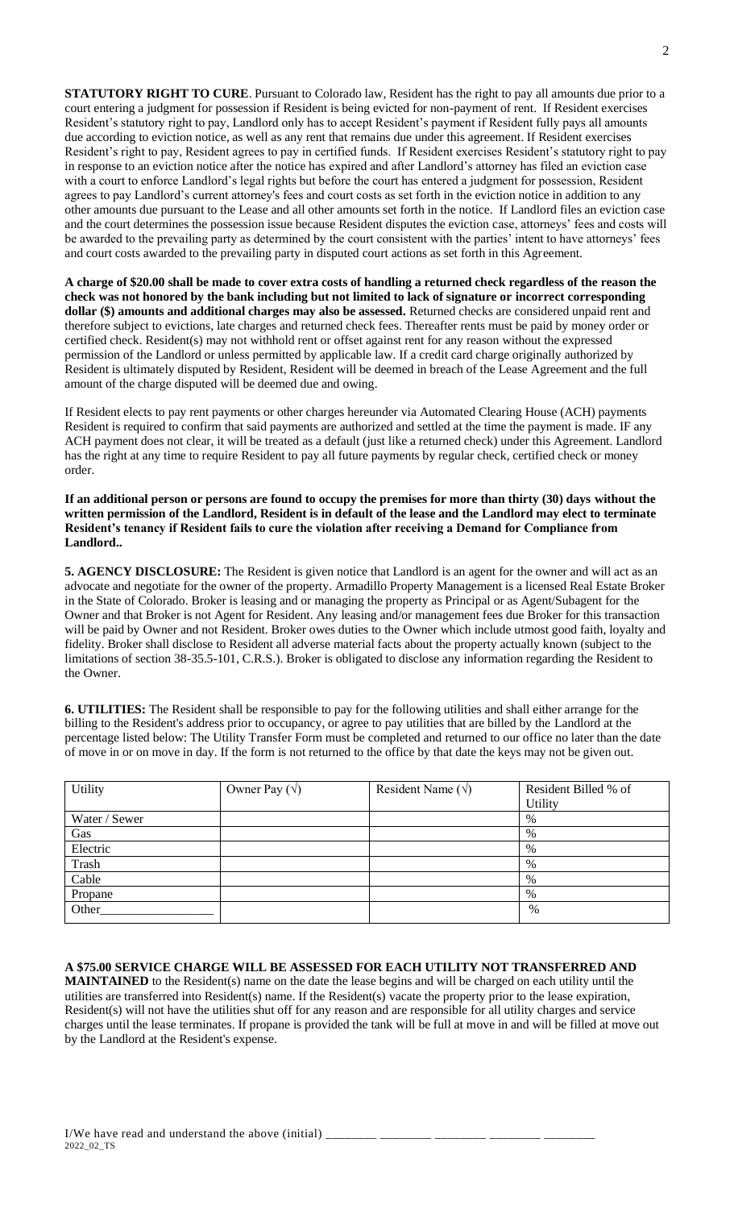**STATUTORY RIGHT TO CURE**. Pursuant to Colorado law, Resident has the right to pay all amounts due prior to a court entering a judgment for possession if Resident is being evicted for non-payment of rent. If Resident exercises Resident's statutory right to pay, Landlord only has to accept Resident's payment if Resident fully pays all amounts due according to eviction notice, as well as any rent that remains due under this agreement. If Resident exercises Resident's right to pay, Resident agrees to pay in certified funds. If Resident exercises Resident's statutory right to pay in response to an eviction notice after the notice has expired and after Landlord's attorney has filed an eviction case with a court to enforce Landlord's legal rights but before the court has entered a judgment for possession, Resident agrees to pay Landlord's current attorney's fees and court costs as set forth in the eviction notice in addition to any other amounts due pursuant to the Lease and all other amounts set forth in the notice. If Landlord files an eviction case and the court determines the possession issue because Resident disputes the eviction case, attorneys' fees and costs will be awarded to the prevailing party as determined by the court consistent with the parties' intent to have attorneys' fees and court costs awarded to the prevailing party in disputed court actions as set forth in this Agreement.

**A charge of $20.00 shall be made to cover extra costs of handling a returned check regardless of the reason the check was not honored by the bank including but not limited to lack of signature or incorrect corresponding dollar ($) amounts and additional charges may also be assessed.** Returned checks are considered unpaid rent and therefore subject to evictions, late charges and returned check fees. Thereafter rents must be paid by money order or certified check. Resident(s) may not withhold rent or offset against rent for any reason without the expressed permission of the Landlord or unless permitted by applicable law. If a credit card charge originally authorized by Resident is ultimately disputed by Resident, Resident will be deemed in breach of the Lease Agreement and the full amount of the charge disputed will be deemed due and owing.

If Resident elects to pay rent payments or other charges hereunder via Automated Clearing House (ACH) payments Resident is required to confirm that said payments are authorized and settled at the time the payment is made. IF any ACH payment does not clear, it will be treated as a default (just like a returned check) under this Agreement. Landlord has the right at any time to require Resident to pay all future payments by regular check, certified check or money order.

**If an additional person or persons are found to occupy the premises for more than thirty (30) days without the written permission of the Landlord, Resident is in default of the lease and the Landlord may elect to terminate Resident's tenancy if Resident fails to cure the violation after receiving a Demand for Compliance from Landlord..**

**5. AGENCY DISCLOSURE:** The Resident is given notice that Landlord is an agent for the owner and will act as an advocate and negotiate for the owner of the property. Armadillo Property Management is a licensed Real Estate Broker in the State of Colorado. Broker is leasing and or managing the property as Principal or as Agent/Subagent for the Owner and that Broker is not Agent for Resident. Any leasing and/or management fees due Broker for this transaction will be paid by Owner and not Resident. Broker owes duties to the Owner which include utmost good faith, loyalty and fidelity. Broker shall disclose to Resident all adverse material facts about the property actually known (subject to the limitations of section 38-35.5-101, C.R.S.). Broker is obligated to disclose any information regarding the Resident to the Owner.

**6. UTILITIES:** The Resident shall be responsible to pay for the following utilities and shall either arrange for the billing to the Resident's address prior to occupancy, or agree to pay utilities that are billed by the Landlord at the percentage listed below: The Utility Transfer Form must be completed and returned to our office no later than the date of move in or on move in day. If the form is not returned to the office by that date the keys may not be given out.

| Utility | Owner Pay (√) | Resident Name (√) | Resident Billed % of Utility |
|---|---|---|---|
| Water / Sewer | | | % |
| Gas | | | % |
| Electric | | | % |
| Trash | | | % |
| Cable | | | % |
| Propane | | | % |
| Other_________________ | | | % |

**A $75.00 SERVICE CHARGE WILL BE ASSESSED FOR EACH UTILITY NOT TRANSFERRED AND MAINTAINED** to the Resident(s) name on the date the lease begins and will be charged on each utility until the utilities are transferred into Resident(s) name. If the Resident(s) vacate the property prior to the lease expiration, Resident(s) will not have the utilities shut off for any reason and are responsible for all utility charges and service charges until the lease terminates. If propane is provided the tank will be full at move in and will be filled at move out by the Landlord at the Resident's expense.

I/We have read and understand the above (initial) ________ ________ ________ ________ ________

2022_02_TS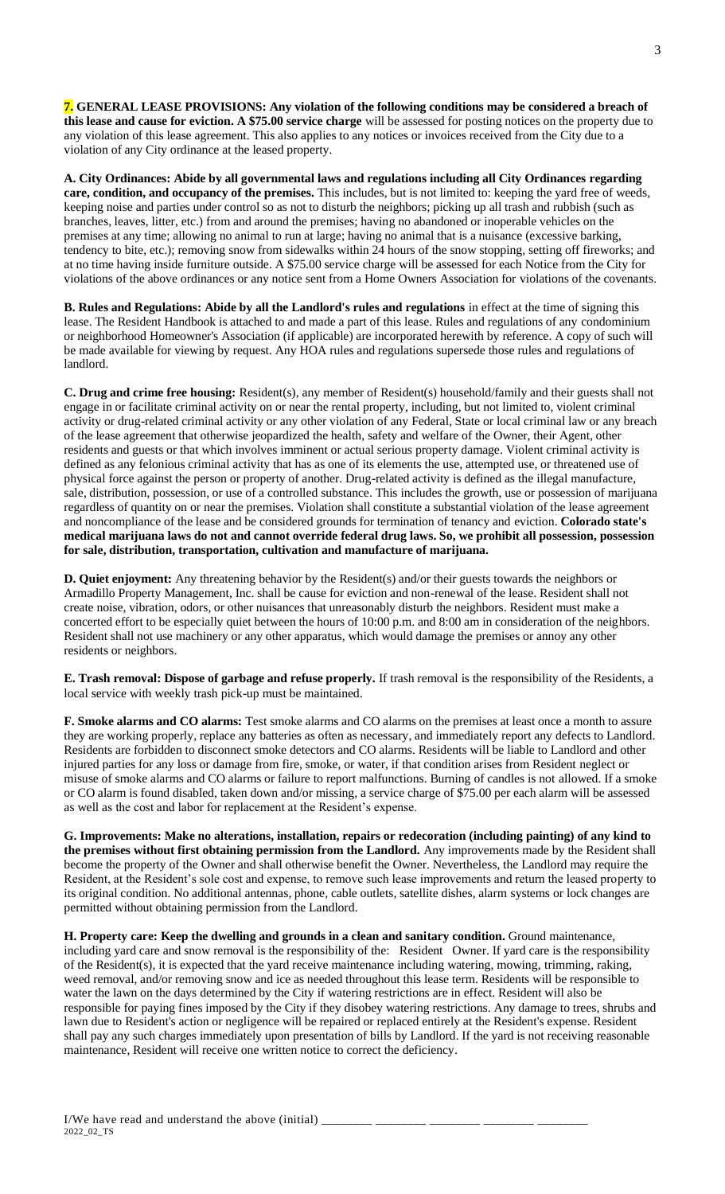**7. GENERAL LEASE PROVISIONS: Any violation of the following conditions may be considered a breach of this lease and cause for eviction. A $75.00 service charge** will be assessed for posting notices on the property due to any violation of this lease agreement. This also applies to any notices or invoices received from the City due to a violation of any City ordinance at the leased property.

**A. City Ordinances: Abide by all governmental laws and regulations including all City Ordinances regarding care, condition, and occupancy of the premises.** This includes, but is not limited to: keeping the yard free of weeds, keeping noise and parties under control so as not to disturb the neighbors; picking up all trash and rubbish (such as branches, leaves, litter, etc.) from and around the premises; having no abandoned or inoperable vehicles on the premises at any time; allowing no animal to run at large; having no animal that is a nuisance (excessive barking, tendency to bite, etc.); removing snow from sidewalks within 24 hours of the snow stopping, setting off fireworks; and at no time having inside furniture outside. A $75.00 service charge will be assessed for each Notice from the City for violations of the above ordinances or any notice sent from a Home Owners Association for violations of the covenants.

**B. Rules and Regulations: Abide by all the Landlord's rules and regulations** in effect at the time of signing this lease. The Resident Handbook is attached to and made a part of this lease. Rules and regulations of any condominium or neighborhood Homeowner's Association (if applicable) are incorporated herewith by reference. A copy of such will be made available for viewing by request. Any HOA rules and regulations supersede those rules and regulations of landlord.

**C. Drug and crime free housing:** Resident(s), any member of Resident(s) household/family and their guests shall not engage in or facilitate criminal activity on or near the rental property, including, but not limited to, violent criminal activity or drug-related criminal activity or any other violation of any Federal, State or local criminal law or any breach of the lease agreement that otherwise jeopardized the health, safety and welfare of the Owner, their Agent, other residents and guests or that which involves imminent or actual serious property damage. Violent criminal activity is defined as any felonious criminal activity that has as one of its elements the use, attempted use, or threatened use of physical force against the person or property of another. Drug-related activity is defined as the illegal manufacture, sale, distribution, possession, or use of a controlled substance. This includes the growth, use or possession of marijuana regardless of quantity on or near the premises. Violation shall constitute a substantial violation of the lease agreement and noncompliance of the lease and be considered grounds for termination of tenancy and eviction. **Colorado state's medical marijuana laws do not and cannot override federal drug laws. So, we prohibit all possession, possession for sale, distribution, transportation, cultivation and manufacture of marijuana.**

**D. Quiet enjoyment:** Any threatening behavior by the Resident(s) and/or their guests towards the neighbors or Armadillo Property Management, Inc. shall be cause for eviction and non-renewal of the lease. Resident shall not create noise, vibration, odors, or other nuisances that unreasonably disturb the neighbors. Resident must make a concerted effort to be especially quiet between the hours of 10:00 p.m. and 8:00 am in consideration of the neighbors. Resident shall not use machinery or any other apparatus, which would damage the premises or annoy any other residents or neighbors.

**E. Trash removal: Dispose of garbage and refuse properly.** If trash removal is the responsibility of the Residents, a local service with weekly trash pick-up must be maintained.

**F. Smoke alarms and CO alarms:** Test smoke alarms and CO alarms on the premises at least once a month to assure they are working properly, replace any batteries as often as necessary, and immediately report any defects to Landlord. Residents are forbidden to disconnect smoke detectors and CO alarms. Residents will be liable to Landlord and other injured parties for any loss or damage from fire, smoke, or water, if that condition arises from Resident neglect or misuse of smoke alarms and CO alarms or failure to report malfunctions. Burning of candles is not allowed. If a smoke or CO alarm is found disabled, taken down and/or missing, a service charge of $75.00 per each alarm will be assessed as well as the cost and labor for replacement at the Resident's expense.

**G. Improvements: Make no alterations, installation, repairs or redecoration (including painting) of any kind to the premises without first obtaining permission from the Landlord.** Any improvements made by the Resident shall become the property of the Owner and shall otherwise benefit the Owner. Nevertheless, the Landlord may require the Resident, at the Resident's sole cost and expense, to remove such lease improvements and return the leased property to its original condition. No additional antennas, phone, cable outlets, satellite dishes, alarm systems or lock changes are permitted without obtaining permission from the Landlord.

**H. Property care: Keep the dwelling and grounds in a clean and sanitary condition.** Ground maintenance, including yard care and snow removal is the responsibility of the: Resident Owner. If yard care is the responsibility of the Resident(s), it is expected that the yard receive maintenance including watering, mowing, trimming, raking, weed removal, and/or removing snow and ice as needed throughout this lease term. Residents will be responsible to water the lawn on the days determined by the City if watering restrictions are in effect. Resident will also be responsible for paying fines imposed by the City if they disobey watering restrictions. Any damage to trees, shrubs and lawn due to Resident's action or negligence will be repaired or replaced entirely at the Resident's expense. Resident shall pay any such charges immediately upon presentation of bills by Landlord. If the yard is not receiving reasonable maintenance, Resident will receive one written notice to correct the deficiency.

I/We have read and understand the above (initial) ________ ________ ________ ________ ________

2022_02_TS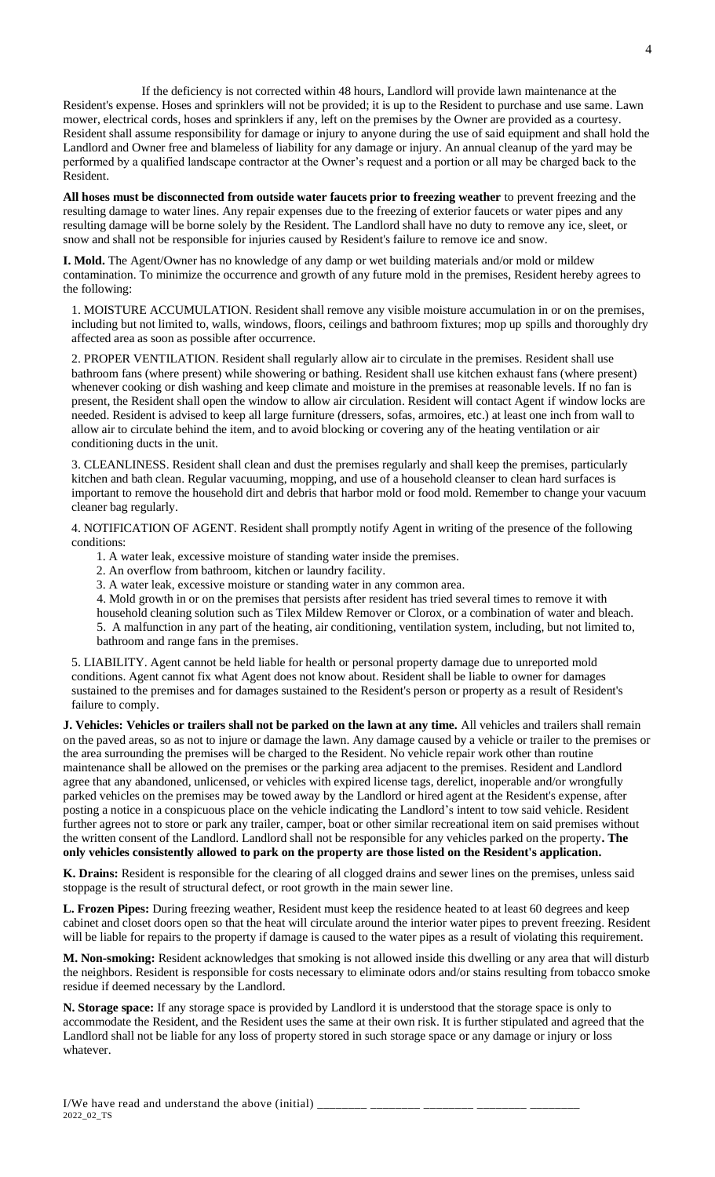If the deficiency is not corrected within 48 hours, Landlord will provide lawn maintenance at the Resident's expense. Hoses and sprinklers will not be provided; it is up to the Resident to purchase and use same. Lawn mower, electrical cords, hoses and sprinklers if any, left on the premises by the Owner are provided as a courtesy. Resident shall assume responsibility for damage or injury to anyone during the use of said equipment and shall hold the Landlord and Owner free and blameless of liability for any damage or injury. An annual cleanup of the yard may be performed by a qualified landscape contractor at the Owner's request and a portion or all may be charged back to the Resident.

**All hoses must be disconnected from outside water faucets prior to freezing weather** to prevent freezing and the resulting damage to water lines. Any repair expenses due to the freezing of exterior faucets or water pipes and any resulting damage will be borne solely by the Resident. The Landlord shall have no duty to remove any ice, sleet, or snow and shall not be responsible for injuries caused by Resident's failure to remove ice and snow.

**I. Mold.** The Agent/Owner has no knowledge of any damp or wet building materials and/or mold or mildew contamination. To minimize the occurrence and growth of any future mold in the premises, Resident hereby agrees to the following:

1. MOISTURE ACCUMULATION. Resident shall remove any visible moisture accumulation in or on the premises, including but not limited to, walls, windows, floors, ceilings and bathroom fixtures; mop up spills and thoroughly dry affected area as soon as possible after occurrence.

2. PROPER VENTILATION. Resident shall regularly allow air to circulate in the premises. Resident shall use bathroom fans (where present) while showering or bathing. Resident shall use kitchen exhaust fans (where present) whenever cooking or dish washing and keep climate and moisture in the premises at reasonable levels. If no fan is present, the Resident shall open the window to allow air circulation. Resident will contact Agent if window locks are needed. Resident is advised to keep all large furniture (dressers, sofas, armoires, etc.) at least one inch from wall to allow air to circulate behind the item, and to avoid blocking or covering any of the heating ventilation or air conditioning ducts in the unit.

3. CLEANLINESS. Resident shall clean and dust the premises regularly and shall keep the premises, particularly kitchen and bath clean. Regular vacuuming, mopping, and use of a household cleanser to clean hard surfaces is important to remove the household dirt and debris that harbor mold or food mold. Remember to change your vacuum cleaner bag regularly.

4. NOTIFICATION OF AGENT. Resident shall promptly notify Agent in writing of the presence of the following conditions:

   1. A water leak, excessive moisture of standing water inside the premises.
   2. An overflow from bathroom, kitchen or laundry facility.
   3. A water leak, excessive moisture or standing water in any common area.
   4. Mold growth in or on the premises that persists after resident has tried several times to remove it with household cleaning solution such as Tilex Mildew Remover or Clorox, or a combination of water and bleach.
   5. A malfunction in any part of the heating, air conditioning, ventilation system, including, but not limited to, bathroom and range fans in the premises.

5. LIABILITY. Agent cannot be held liable for health or personal property damage due to unreported mold conditions. Agent cannot fix what Agent does not know about. Resident shall be liable to owner for damages sustained to the premises and for damages sustained to the Resident's person or property as a result of Resident's failure to comply.

**J. Vehicles: Vehicles or trailers shall not be parked on the lawn at any time.** All vehicles and trailers shall remain on the paved areas, so as not to injure or damage the lawn. Any damage caused by a vehicle or trailer to the premises or the area surrounding the premises will be charged to the Resident. No vehicle repair work other than routine maintenance shall be allowed on the premises or the parking area adjacent to the premises. Resident and Landlord agree that any abandoned, unlicensed, or vehicles with expired license tags, derelict, inoperable and/or wrongfully parked vehicles on the premises may be towed away by the Landlord or hired agent at the Resident's expense, after posting a notice in a conspicuous place on the vehicle indicating the Landlord's intent to tow said vehicle. Resident further agrees not to store or park any trailer, camper, boat or other similar recreational item on said premises without the written consent of the Landlord. Landlord shall not be responsible for any vehicles parked on the property**. The only vehicles consistently allowed to park on the property are those listed on the Resident's application.**

**K. Drains:** Resident is responsible for the clearing of all clogged drains and sewer lines on the premises, unless said stoppage is the result of structural defect, or root growth in the main sewer line.

**L. Frozen Pipes:** During freezing weather, Resident must keep the residence heated to at least 60 degrees and keep cabinet and closet doors open so that the heat will circulate around the interior water pipes to prevent freezing. Resident will be liable for repairs to the property if damage is caused to the water pipes as a result of violating this requirement.

**M. Non-smoking:** Resident acknowledges that smoking is not allowed inside this dwelling or any area that will disturb the neighbors. Resident is responsible for costs necessary to eliminate odors and/or stains resulting from tobacco smoke residue if deemed necessary by the Landlord.

**N. Storage space:** If any storage space is provided by Landlord it is understood that the storage space is only to accommodate the Resident, and the Resident uses the same at their own risk. It is further stipulated and agreed that the Landlord shall not be liable for any loss of property stored in such storage space or any damage or injury or loss whatever.

I/We have read and understand the above (initial) ________ ________ ________ ________ ________
2022_02_TS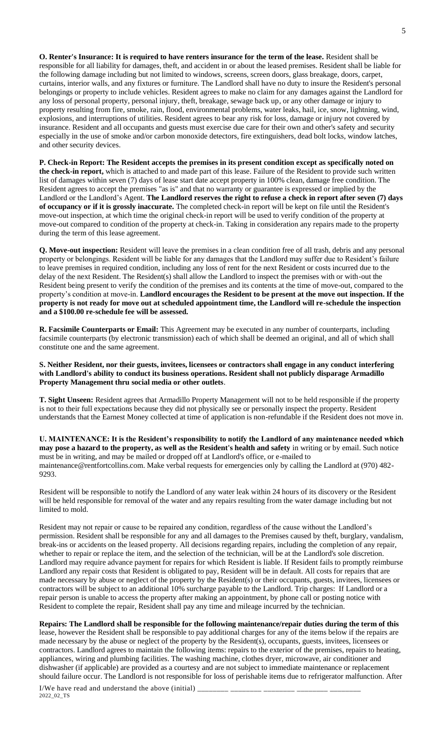**O. Renter's Insurance: It is required to have renters insurance for the term of the lease.** Resident shall be responsible for all liability for damages, theft, and accident in or about the leased premises. Resident shall be liable for the following damage including but not limited to windows, screens, screen doors, glass breakage, doors, carpet, curtains, interior walls, and any fixtures or furniture. The Landlord shall have no duty to insure the Resident's personal belongings or property to include vehicles. Resident agrees to make no claim for any damages against the Landlord for any loss of personal property, personal injury, theft, breakage, sewage back up, or any other damage or injury to property resulting from fire, smoke, rain, flood, environmental problems, water leaks, hail, ice, snow, lightning, wind, explosions, and interruptions of utilities. Resident agrees to bear any risk for loss, damage or injury not covered by insurance. Resident and all occupants and guests must exercise due care for their own and other's safety and security especially in the use of smoke and/or carbon monoxide detectors, fire extinguishers, dead bolt locks, window latches, and other security devices.

**P. Check-in Report: The Resident accepts the premises in its present condition except as specifically noted on the check-in report,** which is attached to and made part of this lease. Failure of the Resident to provide such written list of damages within seven (7) days of lease start date accept property in 100% clean, damage free condition. The Resident agrees to accept the premises "as is" and that no warranty or guarantee is expressed or implied by the Landlord or the Landlord's Agent. **The Landlord reserves the right to refuse a check in report after seven (7) days of occupancy or if it is grossly inaccurate.** The completed check-in report will be kept on file until the Resident's move-out inspection, at which time the original check-in report will be used to verify condition of the property at move-out compared to condition of the property at check-in. Taking in consideration any repairs made to the property during the term of this lease agreement.

**Q. Move-out inspection:** Resident will leave the premises in a clean condition free of all trash, debris and any personal property or belongings. Resident will be liable for any damages that the Landlord may suffer due to Resident's failure to leave premises in required condition, including any loss of rent for the next Resident or costs incurred due to the delay of the next Resident. The Resident(s) shall allow the Landlord to inspect the premises with or with-out the Resident being present to verify the condition of the premises and its contents at the time of move-out, compared to the property's condition at move-in. **Landlord encourages the Resident to be present at the move out inspection. If the property is not ready for move out at scheduled appointment time, the Landlord will re-schedule the inspection and a $100.00 re-schedule fee will be assessed.**

**R. Facsimile Counterparts or Email:** This Agreement may be executed in any number of counterparts, including facsimile counterparts (by electronic transmission) each of which shall be deemed an original, and all of which shall constitute one and the same agreement.

**S. Neither Resident, nor their guests, invitees, licensees or contractors shall engage in any conduct interfering with Landlord's ability to conduct its business operations. Resident shall not publicly disparage Armadillo Property Management thru social media or other outlets**.

**T. Sight Unseen:** Resident agrees that Armadillo Property Management will not to be held responsible if the property is not to their full expectations because they did not physically see or personally inspect the property. Resident understands that the Earnest Money collected at time of application is non-refundable if the Resident does not move in.

**U. MAINTENANCE: It is the Resident's responsibility to notify the Landlord of any maintenance needed which may pose a hazard to the property, as well as the Resident's health and safety** in writing or by email. Such notice must be in writing, and may be mailed or dropped off at Landlord's office, or e-mailed to maintenance@rentfortcollins.com. Make verbal requests for emergencies only by calling the Landlord at (970) 482-9293.

Resident will be responsible to notify the Landlord of any water leak within 24 hours of its discovery or the Resident will be held responsible for removal of the water and any repairs resulting from the water damage including but not limited to mold.

Resident may not repair or cause to be repaired any condition, regardless of the cause without the Landlord's permission. Resident shall be responsible for any and all damages to the Premises caused by theft, burglary, vandalism, break-ins or accidents on the leased property. All decisions regarding repairs, including the completion of any repair, whether to repair or replace the item, and the selection of the technician, will be at the Landlord's sole discretion. Landlord may require advance payment for repairs for which Resident is liable. If Resident fails to promptly reimburse Landlord any repair costs that Resident is obligated to pay, Resident will be in default. All costs for repairs that are made necessary by abuse or neglect of the property by the Resident(s) or their occupants, guests, invitees, licensees or contractors will be subject to an additional 10% surcharge payable to the Landlord. Trip charges: If Landlord or a repair person is unable to access the property after making an appointment, by phone call or posting notice with Resident to complete the repair, Resident shall pay any time and mileage incurred by the technician.

**Repairs: The Landlord shall be responsible for the following maintenance/repair duties during the term of this** lease, however the Resident shall be responsible to pay additional charges for any of the items below if the repairs are made necessary by the abuse or neglect of the property by the Resident(s), occupants, guests, invitees, licensees or contractors. Landlord agrees to maintain the following items: repairs to the exterior of the premises, repairs to heating, appliances, wiring and plumbing facilities. The washing machine, clothes dryer, microwave, air conditioner and dishwasher (if applicable) are provided as a courtesy and are not subject to immediate maintenance or replacement should failure occur. The Landlord is not responsible for loss of perishable items due to refrigerator malfunction. After

I/We have read and understand the above (initial) ________ ________ ________ ________ ________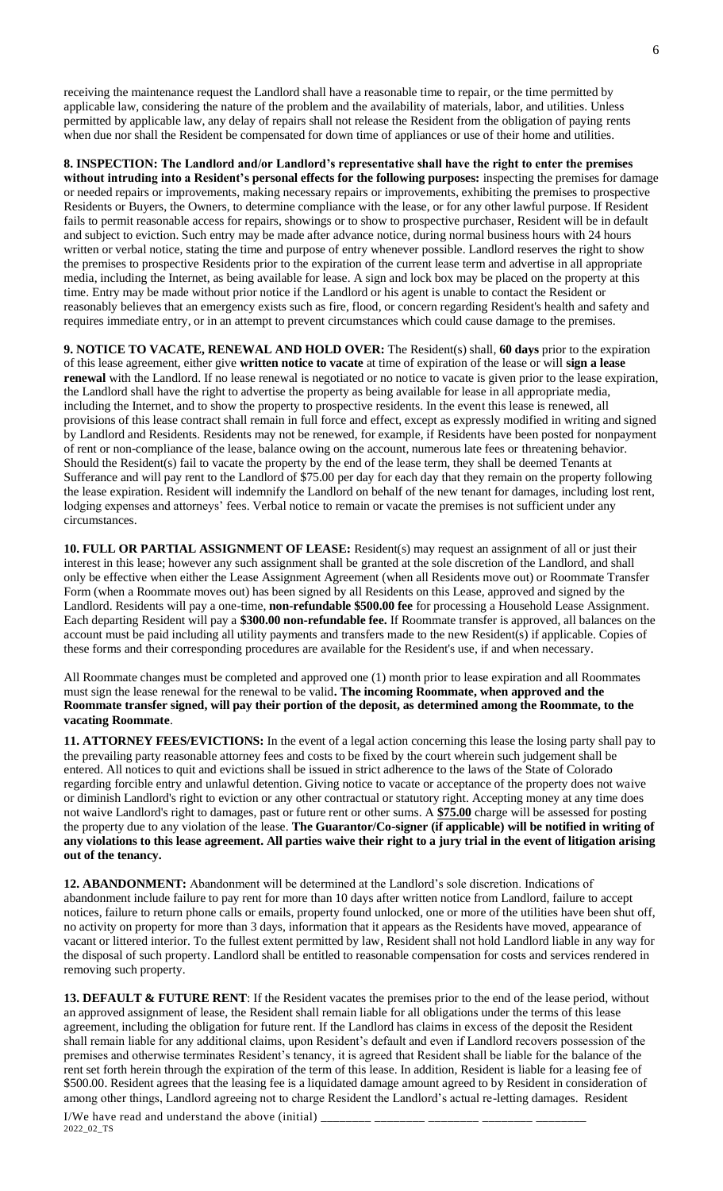receiving the maintenance request the Landlord shall have a reasonable time to repair, or the time permitted by applicable law, considering the nature of the problem and the availability of materials, labor, and utilities. Unless permitted by applicable law, any delay of repairs shall not release the Resident from the obligation of paying rents when due nor shall the Resident be compensated for down time of appliances or use of their home and utilities.

**8. INSPECTION: The Landlord and/or Landlord's representative shall have the right to enter the premises without intruding into a Resident's personal effects for the following purposes:** inspecting the premises for damage or needed repairs or improvements, making necessary repairs or improvements, exhibiting the premises to prospective Residents or Buyers, the Owners, to determine compliance with the lease, or for any other lawful purpose. If Resident fails to permit reasonable access for repairs, showings or to show to prospective purchaser, Resident will be in default and subject to eviction. Such entry may be made after advance notice, during normal business hours with 24 hours written or verbal notice, stating the time and purpose of entry whenever possible. Landlord reserves the right to show the premises to prospective Residents prior to the expiration of the current lease term and advertise in all appropriate media, including the Internet, as being available for lease. A sign and lock box may be placed on the property at this time. Entry may be made without prior notice if the Landlord or his agent is unable to contact the Resident or reasonably believes that an emergency exists such as fire, flood, or concern regarding Resident's health and safety and requires immediate entry, or in an attempt to prevent circumstances which could cause damage to the premises.

**9. NOTICE TO VACATE, RENEWAL AND HOLD OVER:** The Resident(s) shall, **60 days** prior to the expiration of this lease agreement, either give **written notice to vacate** at time of expiration of the lease or will **sign a lease renewal** with the Landlord. If no lease renewal is negotiated or no notice to vacate is given prior to the lease expiration, the Landlord shall have the right to advertise the property as being available for lease in all appropriate media, including the Internet, and to show the property to prospective residents. In the event this lease is renewed, all provisions of this lease contract shall remain in full force and effect, except as expressly modified in writing and signed by Landlord and Residents. Residents may not be renewed, for example, if Residents have been posted for nonpayment of rent or non-compliance of the lease, balance owing on the account, numerous late fees or threatening behavior. Should the Resident(s) fail to vacate the property by the end of the lease term, they shall be deemed Tenants at Sufferance and will pay rent to the Landlord of $75.00 per day for each day that they remain on the property following the lease expiration. Resident will indemnify the Landlord on behalf of the new tenant for damages, including lost rent, lodging expenses and attorneys' fees. Verbal notice to remain or vacate the premises is not sufficient under any circumstances.

**10. FULL OR PARTIAL ASSIGNMENT OF LEASE:** Resident(s) may request an assignment of all or just their interest in this lease; however any such assignment shall be granted at the sole discretion of the Landlord, and shall only be effective when either the Lease Assignment Agreement (when all Residents move out) or Roommate Transfer Form (when a Roommate moves out) has been signed by all Residents on this Lease, approved and signed by the Landlord. Residents will pay a one-time, **non-refundable $500.00 fee** for processing a Household Lease Assignment. Each departing Resident will pay a **$300.00 non-refundable fee.** If Roommate transfer is approved, all balances on the account must be paid including all utility payments and transfers made to the new Resident(s) if applicable. Copies of these forms and their corresponding procedures are available for the Resident's use, if and when necessary.

All Roommate changes must be completed and approved one (1) month prior to lease expiration and all Roommates must sign the lease renewal for the renewal to be valid**. The incoming Roommate, when approved and the Roommate transfer signed, will pay their portion of the deposit, as determined among the Roommate, to the vacating Roommate**.

**11. ATTORNEY FEES/EVICTIONS:** In the event of a legal action concerning this lease the losing party shall pay to the prevailing party reasonable attorney fees and costs to be fixed by the court wherein such judgement shall be entered. All notices to quit and evictions shall be issued in strict adherence to the laws of the State of Colorado regarding forcible entry and unlawful detention. Giving notice to vacate or acceptance of the property does not waive or diminish Landlord's right to eviction or any other contractual or statutory right. Accepting money at any time does not waive Landlord's right to damages, past or future rent or other sums. A **$75.00** charge will be assessed for posting the property due to any violation of the lease. **The Guarantor/Co-signer (if applicable) will be notified in writing of any violations to this lease agreement. All parties waive their right to a jury trial in the event of litigation arising out of the tenancy.**

**12. ABANDONMENT:** Abandonment will be determined at the Landlord's sole discretion. Indications of abandonment include failure to pay rent for more than 10 days after written notice from Landlord, failure to accept notices, failure to return phone calls or emails, property found unlocked, one or more of the utilities have been shut off, no activity on property for more than 3 days, information that it appears as the Residents have moved, appearance of vacant or littered interior. To the fullest extent permitted by law, Resident shall not hold Landlord liable in any way for the disposal of such property. Landlord shall be entitled to reasonable compensation for costs and services rendered in removing such property.

**13. DEFAULT & FUTURE RENT**: If the Resident vacates the premises prior to the end of the lease period, without an approved assignment of lease, the Resident shall remain liable for all obligations under the terms of this lease agreement, including the obligation for future rent. If the Landlord has claims in excess of the deposit the Resident shall remain liable for any additional claims, upon Resident's default and even if Landlord recovers possession of the premises and otherwise terminates Resident's tenancy, it is agreed that Resident shall be liable for the balance of the rent set forth herein through the expiration of the term of this lease. In addition, Resident is liable for a leasing fee of $500.00. Resident agrees that the leasing fee is a liquidated damage amount agreed to by Resident in consideration of among other things, Landlord agreeing not to charge Resident the Landlord's actual re-letting damages. Resident

I/We have read and understand the above (initial) ________ ________ ________ ________ ________

2022_02_TS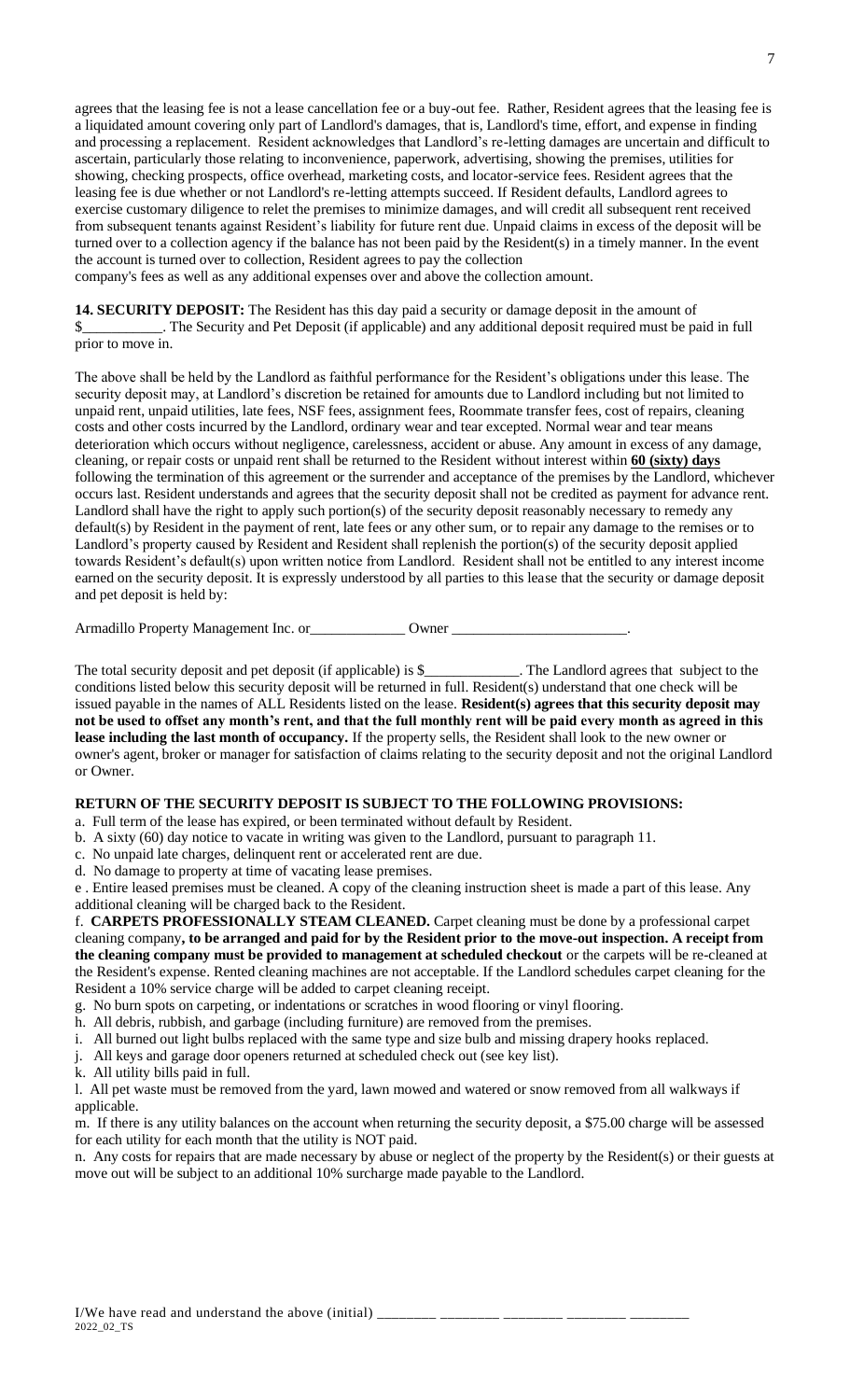agrees that the leasing fee is not a lease cancellation fee or a buy-out fee. Rather, Resident agrees that the leasing fee is a liquidated amount covering only part of Landlord's damages, that is, Landlord's time, effort, and expense in finding and processing a replacement. Resident acknowledges that Landlord's re-letting damages are uncertain and difficult to ascertain, particularly those relating to inconvenience, paperwork, advertising, showing the premises, utilities for showing, checking prospects, office overhead, marketing costs, and locator-service fees. Resident agrees that the leasing fee is due whether or not Landlord's re-letting attempts succeed. If Resident defaults, Landlord agrees to exercise customary diligence to relet the premises to minimize damages, and will credit all subsequent rent received from subsequent tenants against Resident's liability for future rent due. Unpaid claims in excess of the deposit will be turned over to a collection agency if the balance has not been paid by the Resident(s) in a timely manner. In the event the account is turned over to collection, Resident agrees to pay the collection company's fees as well as any additional expenses over and above the collection amount.

**14. SECURITY DEPOSIT:** The Resident has this day paid a security or damage deposit in the amount of $___________. The Security and Pet Deposit (if applicable) and any additional deposit required must be paid in full prior to move in.

The above shall be held by the Landlord as faithful performance for the Resident's obligations under this lease. The security deposit may, at Landlord's discretion be retained for amounts due to Landlord including but not limited to unpaid rent, unpaid utilities, late fees, NSF fees, assignment fees, Roommate transfer fees, cost of repairs, cleaning costs and other costs incurred by the Landlord, ordinary wear and tear excepted. Normal wear and tear means deterioration which occurs without negligence, carelessness, accident or abuse. Any amount in excess of any damage, cleaning, or repair costs or unpaid rent shall be returned to the Resident without interest within **60 (sixty) days** following the termination of this agreement or the surrender and acceptance of the premises by the Landlord, whichever occurs last. Resident understands and agrees that the security deposit shall not be credited as payment for advance rent. Landlord shall have the right to apply such portion(s) of the security deposit reasonably necessary to remedy any default(s) by Resident in the payment of rent, late fees or any other sum, or to repair any damage to the remises or to Landlord's property caused by Resident and Resident shall replenish the portion(s) of the security deposit applied towards Resident's default(s) upon written notice from Landlord. Resident shall not be entitled to any interest income earned on the security deposit. It is expressly understood by all parties to this lease that the security or damage deposit and pet deposit is held by:

Armadillo Property Management Inc. or_____________ Owner ________________________.

The total security deposit and pet deposit (if applicable) is $_____________. The Landlord agrees that subject to the conditions listed below this security deposit will be returned in full. Resident(s) understand that one check will be issued payable in the names of ALL Residents listed on the lease. **Resident(s) agrees that this security deposit may not be used to offset any month's rent, and that the full monthly rent will be paid every month as agreed in this lease including the last month of occupancy.** If the property sells, the Resident shall look to the new owner or owner's agent, broker or manager for satisfaction of claims relating to the security deposit and not the original Landlord or Owner.

**RETURN OF THE SECURITY DEPOSIT IS SUBJECT TO THE FOLLOWING PROVISIONS:**

a. Full term of the lease has expired, or been terminated without default by Resident.
b. A sixty (60) day notice to vacate in writing was given to the Landlord, pursuant to paragraph 11.
c. No unpaid late charges, delinquent rent or accelerated rent are due.
d. No damage to property at time of vacating lease premises.
e . Entire leased premises must be cleaned. A copy of the cleaning instruction sheet is made a part of this lease. Any additional cleaning will be charged back to the Resident.
f. **CARPETS PROFESSIONALLY STEAM CLEANED.** Carpet cleaning must be done by a professional carpet cleaning company**, to be arranged and paid for by the Resident prior to the move-out inspection. A receipt from the cleaning company must be provided to management at scheduled checkout** or the carpets will be re-cleaned at the Resident's expense. Rented cleaning machines are not acceptable. If the Landlord schedules carpet cleaning for the Resident a 10% service charge will be added to carpet cleaning receipt.
g. No burn spots on carpeting, or indentations or scratches in wood flooring or vinyl flooring.
h. All debris, rubbish, and garbage (including furniture) are removed from the premises.
i. All burned out light bulbs replaced with the same type and size bulb and missing drapery hooks replaced.
j. All keys and garage door openers returned at scheduled check out (see key list).
k. All utility bills paid in full.
l. All pet waste must be removed from the yard, lawn mowed and watered or snow removed from all walkways if applicable.
m. If there is any utility balances on the account when returning the security deposit, a $75.00 charge will be assessed for each utility for each month that the utility is NOT paid.
n. Any costs for repairs that are made necessary by abuse or neglect of the property by the Resident(s) or their guests at move out will be subject to an additional 10% surcharge made payable to the Landlord.

I/We have read and understand the above (initial) ________ ________ ________ ________ ________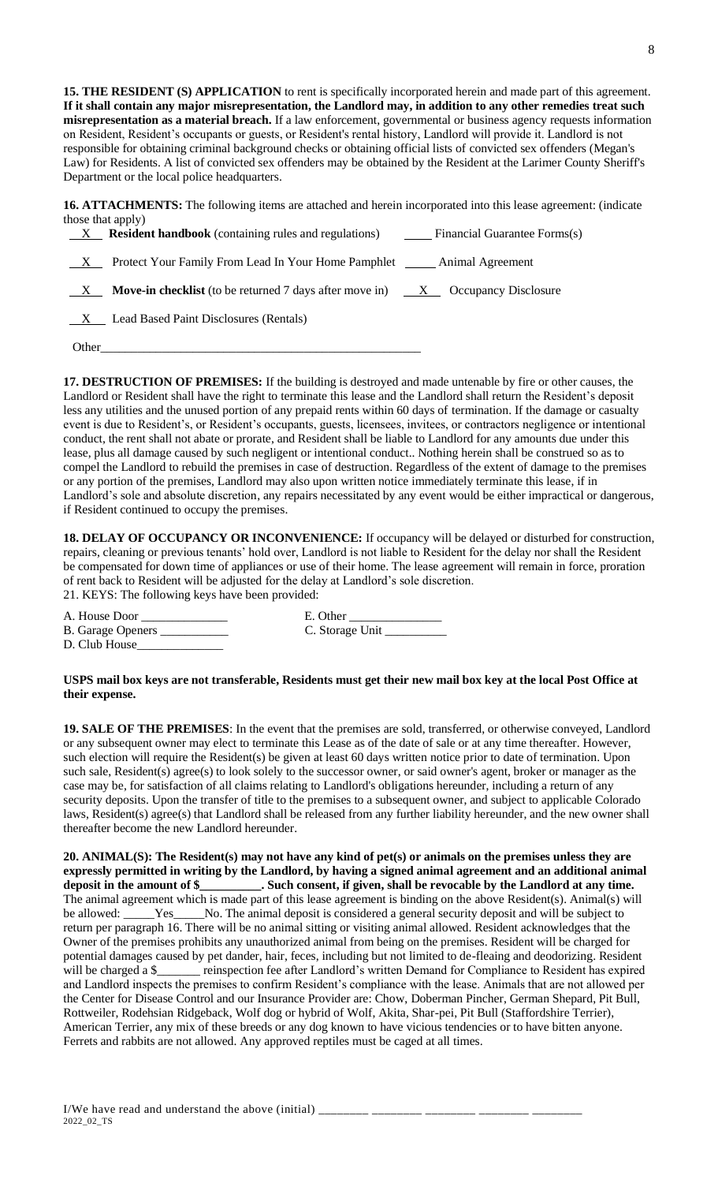**15. THE RESIDENT (S) APPLICATION** to rent is specifically incorporated herein and made part of this agreement. **If it shall contain any major misrepresentation, the Landlord may, in addition to any other remedies treat such misrepresentation as a material breach.** If a law enforcement, governmental or business agency requests information on Resident, Resident's occupants or guests, or Resident's rental history, Landlord will provide it. Landlord is not responsible for obtaining criminal background checks or obtaining official lists of convicted sex offenders (Megan's Law) for Residents. A list of convicted sex offenders may be obtained by the Resident at the Larimer County Sheriff's Department or the local police headquarters.

**16. ATTACHMENTS:** The following items are attached and herein incorporated into this lease agreement: (indicate those that apply)

__X__ **Resident handbook** (containing rules and regulations) _____ Financial Guarantee Forms(s)

__X__ Protect Your Family From Lead In Your Home Pamphlet _____ Animal Agreement

__X__ **Move-in checklist** (to be returned 7 days after move in) __X__ Occupancy Disclosure

__X__ Lead Based Paint Disclosures (Rentals)

Other_____________________________________________________

**17. DESTRUCTION OF PREMISES:** If the building is destroyed and made untenable by fire or other causes, the Landlord or Resident shall have the right to terminate this lease and the Landlord shall return the Resident's deposit less any utilities and the unused portion of any prepaid rents within 60 days of termination. If the damage or casualty event is due to Resident's, or Resident's occupants, guests, licensees, invitees, or contractors negligence or intentional conduct, the rent shall not abate or prorate, and Resident shall be liable to Landlord for any amounts due under this lease, plus all damage caused by such negligent or intentional conduct.. Nothing herein shall be construed so as to compel the Landlord to rebuild the premises in case of destruction. Regardless of the extent of damage to the premises or any portion of the premises, Landlord may also upon written notice immediately terminate this lease, if in Landlord's sole and absolute discretion, any repairs necessitated by any event would be either impractical or dangerous, if Resident continued to occupy the premises.

**18. DELAY OF OCCUPANCY OR INCONVENIENCE:** If occupancy will be delayed or disturbed for construction, repairs, cleaning or previous tenants' hold over, Landlord is not liable to Resident for the delay nor shall the Resident be compensated for down time of appliances or use of their home. The lease agreement will remain in force, proration of rent back to Resident will be adjusted for the delay at Landlord's sole discretion.

21. KEYS: The following keys have been provided:

A. House Door ______________ E. Other _______________

B. Garage Openers ___________ C. Storage Unit __________

D. Club House______________

**USPS mail box keys are not transferable, Residents must get their new mail box key at the local Post Office at their expense.**

**19. SALE OF THE PREMISES**: In the event that the premises are sold, transferred, or otherwise conveyed, Landlord or any subsequent owner may elect to terminate this Lease as of the date of sale or at any time thereafter. However, such election will require the Resident(s) be given at least 60 days written notice prior to date of termination. Upon such sale, Resident(s) agree(s) to look solely to the successor owner, or said owner's agent, broker or manager as the case may be, for satisfaction of all claims relating to Landlord's obligations hereunder, including a return of any security deposits. Upon the transfer of title to the premises to a subsequent owner, and subject to applicable Colorado laws, Resident(s) agree(s) that Landlord shall be released from any further liability hereunder, and the new owner shall thereafter become the new Landlord hereunder.

**20. ANIMAL(S): The Resident(s) may not have any kind of pet(s) or animals on the premises unless they are expressly permitted in writing by the Landlord, by having a signed animal agreement and an additional animal deposit in the amount of $__________. Such consent, if given, shall be revocable by the Landlord at any time.** The animal agreement which is made part of this lease agreement is binding on the above Resident(s). Animal(s) will be allowed: _____Yes_____No. The animal deposit is considered a general security deposit and will be subject to return per paragraph 16. There will be no animal sitting or visiting animal allowed. Resident acknowledges that the Owner of the premises prohibits any unauthorized animal from being on the premises. Resident will be charged for potential damages caused by pet dander, hair, feces, including but not limited to de-fleaing and deodorizing. Resident will be charged a $_______ reinspection fee after Landlord's written Demand for Compliance to Resident has expired and Landlord inspects the premises to confirm Resident's compliance with the lease. Animals that are not allowed per the Center for Disease Control and our Insurance Provider are: Chow, Doberman Pincher, German Shepard, Pit Bull, Rottweiler, Rodehsian Ridgeback, Wolf dog or hybrid of Wolf, Akita, Shar-pei, Pit Bull (Staffordshire Terrier), American Terrier, any mix of these breeds or any dog known to have vicious tendencies or to have bitten anyone. Ferrets and rabbits are not allowed. Any approved reptiles must be caged at all times.

I/We have read and understand the above (initial) ________ ________ ________ ________ ________

2022_02_TS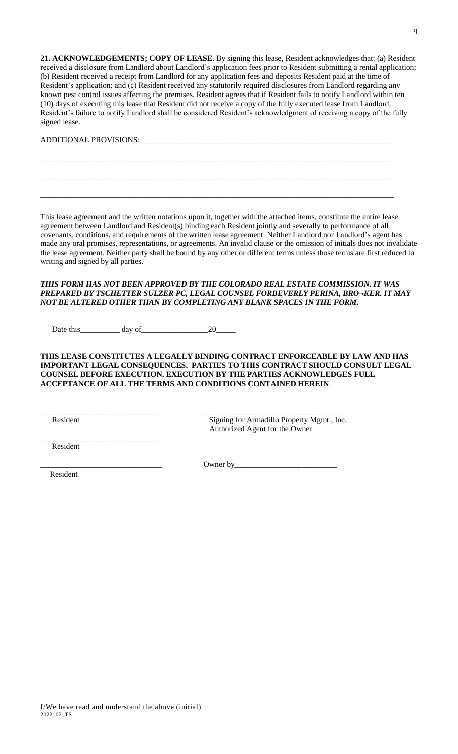**21. ACKNOWLEDGEMENTS; COPY OF LEASE**. By signing this lease, Resident acknowledges that: (a) Resident received a disclosure from Landlord about Landlord's application fees prior to Resident submitting a rental application; (b) Resident received a receipt from Landlord for any application fees and deposits Resident paid at the time of Resident's application; and (c) Resident received any statutorily required disclosures from Landlord regarding any known pest control issues affecting the premises. Resident agrees that if Resident fails to notify Landlord within ten (10) days of executing this lease that Resident did not receive a copy of the fully executed lease from Landlord, Resident's failure to notify Landlord shall be considered Resident's acknowledgment of receiving a copy of the fully signed lease.

ADDITIONAL PROVISIONS: _______________________________________________________________

_____________________________________________________________________________________

_____________________________________________________________________________________

_____________________________________________________________________________________

This lease agreement and the written notations upon it, together with the attached items, constitute the entire lease agreement between Landlord and Resident(s) binding each Resident jointly and severally to performance of all covenants, conditions, and requirements of the written lease agreement. Neither Landlord nor Landlord's agent has made any oral promises, representations, or agreements. An invalid clause or the omission of initials does not invalidate the lease agreement. Neither party shall be bound by any other or different terms unless those terms are first reduced to writing and signed by all parties.

***THIS FORM HAS NOT BEEN APPROVED BY THE COLORADO REAL ESTATE COMMISSION. IT WAS PREPARED BY TSCHETTER SULZER PC, LEGAL COUNSEL FORBEVERLY PERINA, BRO¬KER. IT MAY NOT BE ALTERED OTHER THAN BY COMPLETING ANY BLANK SPACES IN THE FORM.***

Date this__________ day of_________________20_____

**THIS LEASE CONSTITUTES A LEGALLY BINDING CONTRACT ENFORCEABLE BY LAW AND HAS IMPORTANT LEGAL CONSEQUENCES. PARTIES TO THIS CONTRACT SHOULD CONSULT LEGAL COUNSEL BEFORE EXECUTION. EXECUTION BY THE PARTIES ACKNOWLEDGES FULL ACCEPTANCE OF ALL THE TERMS AND CONDITIONS CONTAINED HEREIN**.

______________________________ Resident

______________________________ Signing for Armadillo Property Mgmt., Inc.
Authorized Agent for the Owner

______________________________ Resident

______________________________ Resident

Owner by__________________________

I/We have read and understand the above (initial) ________ ________ ________ ________ ________
2022_02_TS